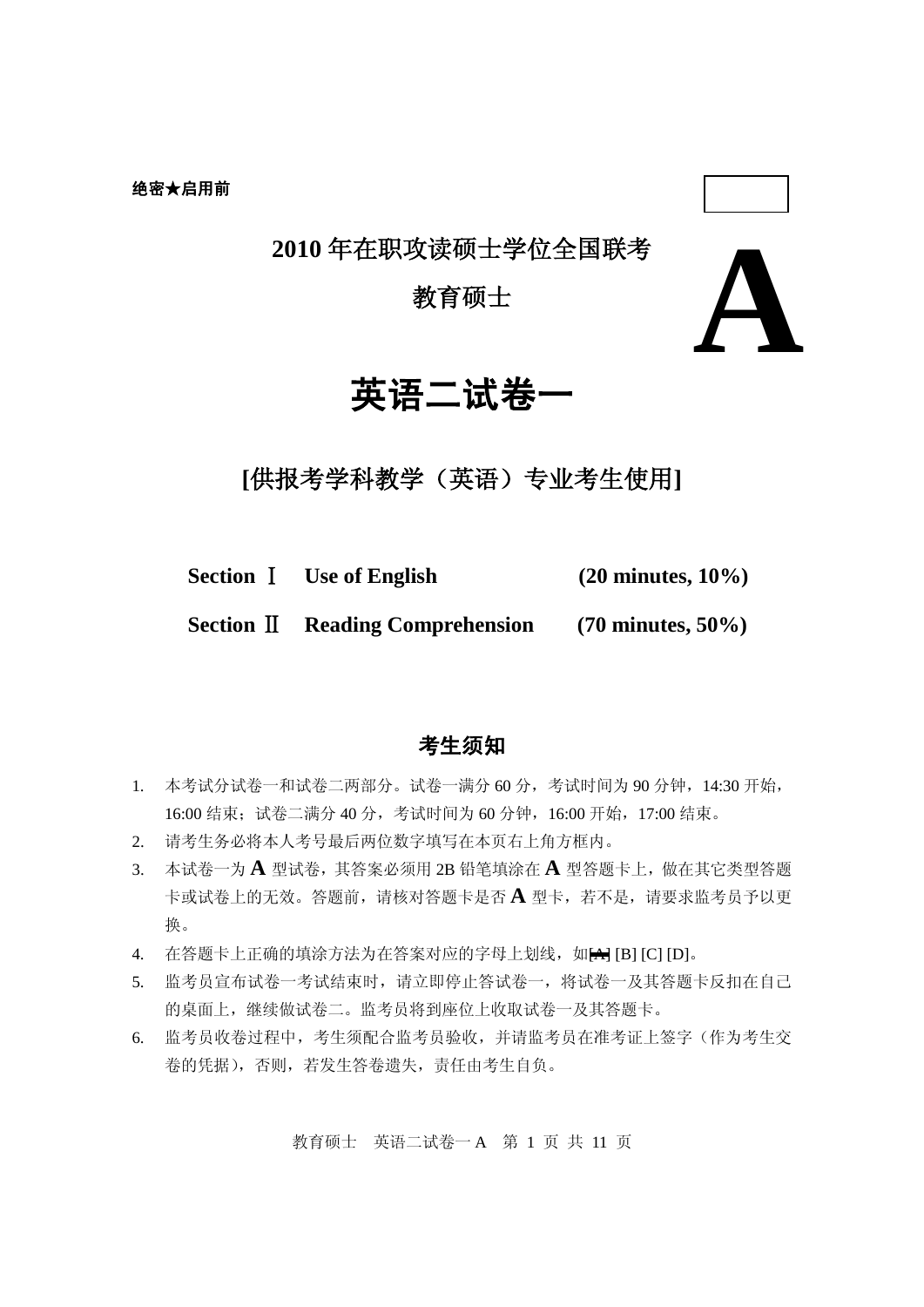**绝密★启用前**

# 2010 年在职攻读硕士学位全国联考

## 教育硕士

# A

# 英语二试卷一

## [供报考学科教学（英语）专业考生使用]

| | | |
|---|---|---|
| **Section Ⅰ** | **Use of English** | **(20 minutes, 10%)** |
| **Section Ⅱ** | **Reading Comprehension** | **(70 minutes, 50%)** |

## 考生须知

1. 本考试分试卷一和试卷二两部分。试卷一满分 60 分，考试时间为 90 分钟，14:30 开始，16:00 结束；试卷二满分 40 分，考试时间为 60 分钟，16:00 开始，17:00 结束。
2. 请考生务必将本人考号最后两位数字填写在本页右上角方框内。
3. 本试卷一为 **A** 型试卷，其答案必须用 2B 铅笔填涂在 **A** 型答题卡上，做在其它类型答题卡或试卷上的无效。答题前，请核对答题卡是否 **A** 型卡，若不是，请要求监考员予以更换。
4. 在答题卡上正确的填涂方法为在答案对应的字母上划线，如~~[A]~~ [B] [C] [D]。
5. 监考员宣布试卷一考试结束时，请立即停止答试卷一，将试卷一及其答题卡反扣在自己的桌面上，继续做试卷二。监考员将到座位上收取试卷一及其答题卡。
6. 监考员收卷过程中，考生须配合监考员验收，并请监考员在准考证上签字（作为考生交卷的凭据），否则，若发生答卷遗失，责任由考生自负。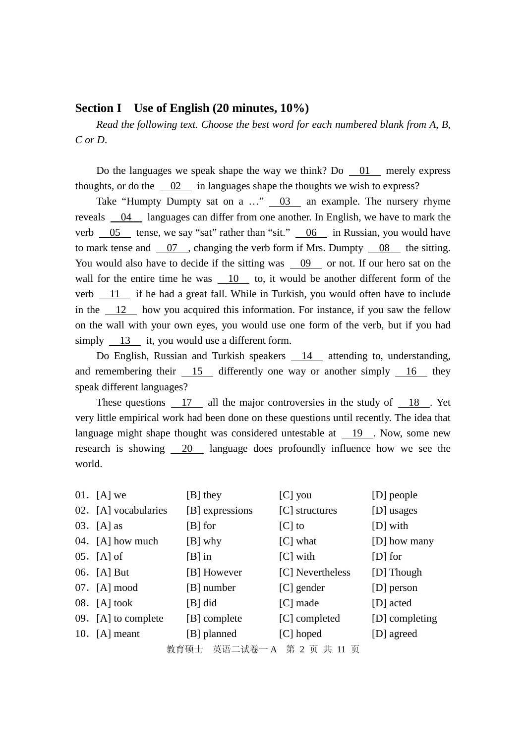## Section I　Use of English (20 minutes, 10%)

*Read the following text. Choose the best word for each numbered blank from A, B, C or D.*

Do the languages we speak shape the way we think? Do \_\_01\_\_ merely express thoughts, or do the \_\_02\_\_ in languages shape the thoughts we wish to express?

Take "Humpty Dumpty sat on a …" \_\_03\_\_ an example. The nursery rhyme reveals \_\_04\_\_ languages can differ from one another. In English, we have to mark the verb \_\_05\_\_ tense, we say "sat" rather than "sit." \_\_06\_\_ in Russian, you would have to mark tense and \_\_07\_\_, changing the verb form if Mrs. Dumpty \_\_08\_\_ the sitting. You would also have to decide if the sitting was \_\_09\_\_ or not. If our hero sat on the wall for the entire time he was \_\_10\_\_ to, it would be another different form of the verb \_\_11\_\_ if he had a great fall. While in Turkish, you would often have to include in the \_\_12\_\_ how you acquired this information. For instance, if you saw the fellow on the wall with your own eyes, you would use one form of the verb, but if you had simply \_\_13\_\_ it, you would use a different form.

Do English, Russian and Turkish speakers \_\_14\_\_ attending to, understanding, and remembering their \_\_15\_\_ differently one way or another simply \_\_16\_\_ they speak different languages?

These questions \_\_17\_\_ all the major controversies in the study of \_\_18\_\_. Yet very little empirical work had been done on these questions until recently. The idea that language might shape thought was considered untestable at \_\_19\_\_. Now, some new research is showing \_\_20\_\_ language does profoundly influence how we see the world.

| | | | | |
|---|---|---|---|---|
| 01． | [A] we | [B] they | [C] you | [D] people |
| 02． | [A] vocabularies | [B] expressions | [C] structures | [D] usages |
| 03． | [A] as | [B] for | [C] to | [D] with |
| 04． | [A] how much | [B] why | [C] what | [D] how many |
| 05． | [A] of | [B] in | [C] with | [D] for |
| 06． | [A] But | [B] However | [C] Nevertheless | [D] Though |
| 07． | [A] mood | [B] number | [C] gender | [D] person |
| 08． | [A] took | [B] did | [C] made | [D] acted |
| 09． | [A] to complete | [B] complete | [C] completed | [D] completing |
| 10． | [A] meant | [B] planned | [C] hoped | [D] agreed |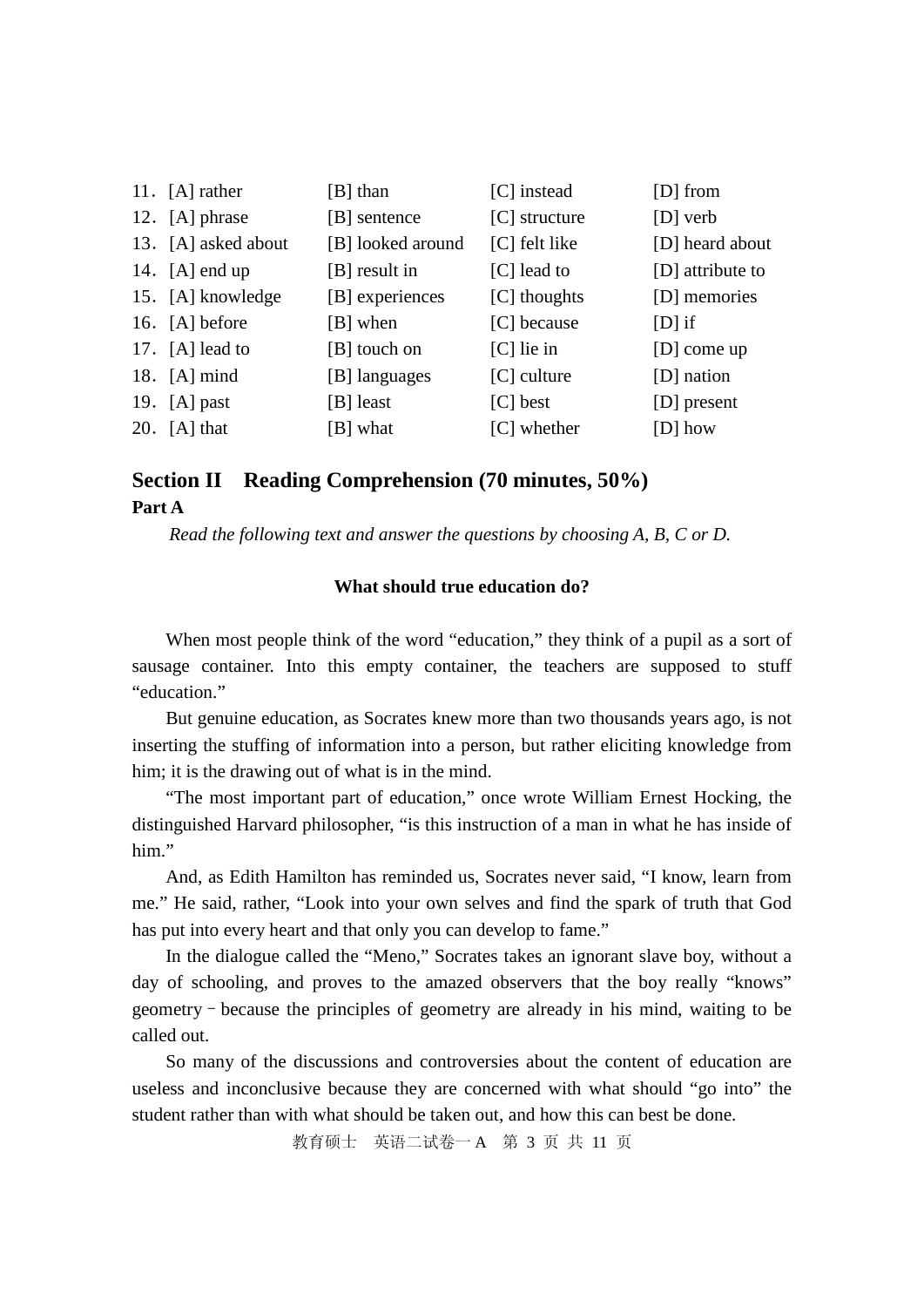11．[A] rather [B] than [C] instead [D] from

12．[A] phrase [B] sentence [C] structure [D] verb

13．[A] asked about [B] looked around [C] felt like [D] heard about

14．[A] end up [B] result in [C] lead to [D] attribute to

15．[A] knowledge [B] experiences [C] thoughts [D] memories

16．[A] before [B] when [C] because [D] if

17．[A] lead to [B] touch on [C] lie in [D] come up

18．[A] mind [B] languages [C] culture [D] nation

19．[A] past [B] least [C] best [D] present

20．[A] that [B] what [C] whether [D] how

## Section II　Reading Comprehension (70 minutes, 50%)

### Part A

*Read the following text and answer the questions by choosing A, B, C or D.*

**What should true education do?**

When most people think of the word "education," they think of a pupil as a sort of sausage container. Into this empty container, the teachers are supposed to stuff "education."

But genuine education, as Socrates knew more than two thousands years ago, is not inserting the stuffing of information into a person, but rather eliciting knowledge from him; it is the drawing out of what is in the mind.

"The most important part of education," once wrote William Ernest Hocking, the distinguished Harvard philosopher, "is this instruction of a man in what he has inside of him."

And, as Edith Hamilton has reminded us, Socrates never said, "I know, learn from me." He said, rather, "Look into your own selves and find the spark of truth that God has put into every heart and that only you can develop to fame."

In the dialogue called the "Meno," Socrates takes an ignorant slave boy, without a day of schooling, and proves to the amazed observers that the boy really "knows" geometry－because the principles of geometry are already in his mind, waiting to be called out.

So many of the discussions and controversies about the content of education are useless and inconclusive because they are concerned with what should "go into" the student rather than with what should be taken out, and how this can best be done.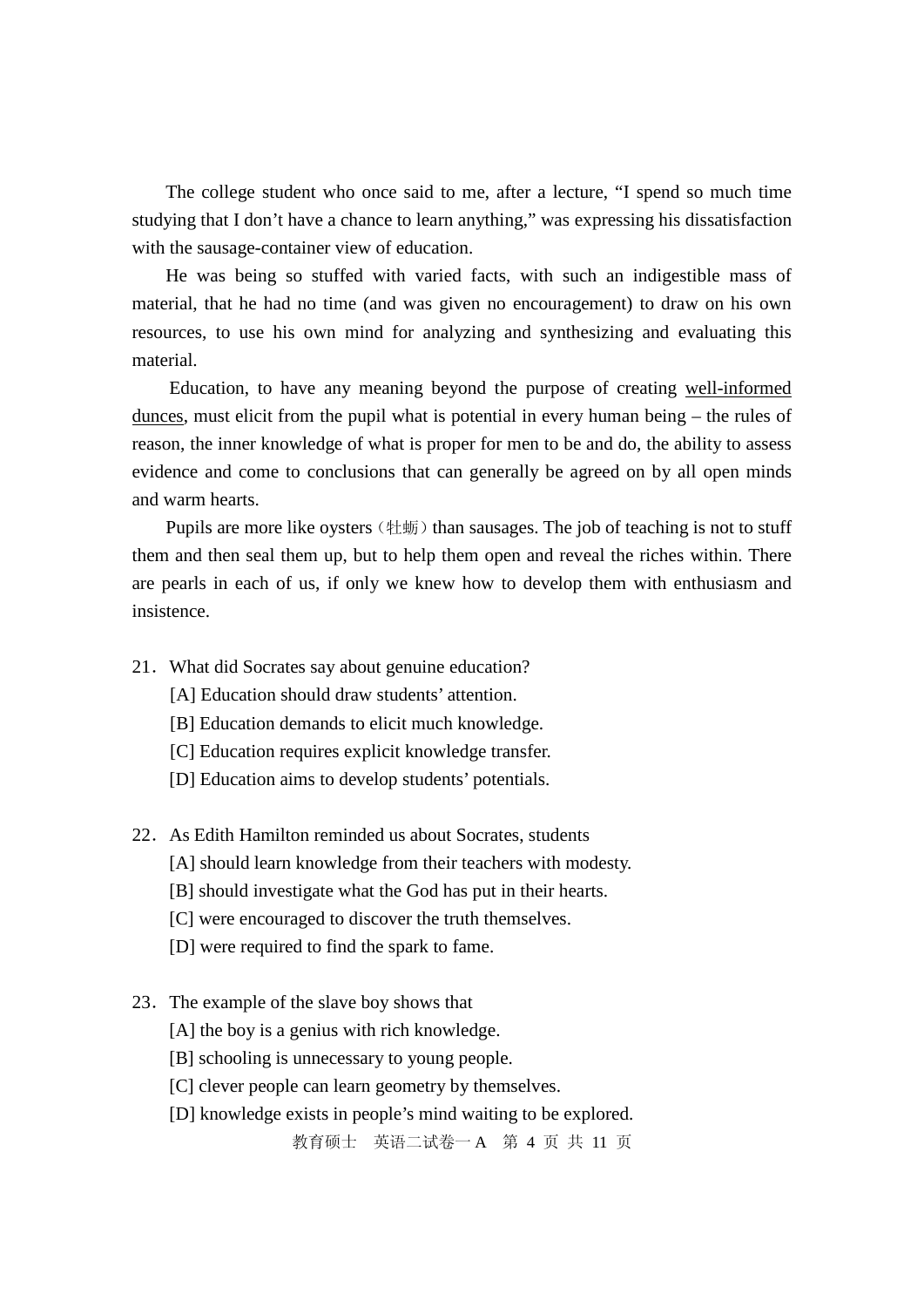The college student who once said to me, after a lecture, "I spend so much time studying that I don't have a chance to learn anything," was expressing his dissatisfaction with the sausage-container view of education.

He was being so stuffed with varied facts, with such an indigestible mass of material, that he had no time (and was given no encouragement) to draw on his own resources, to use his own mind for analyzing and synthesizing and evaluating this material.

Education, to have any meaning beyond the purpose of creating <u>well-informed dunces</u>, must elicit from the pupil what is potential in every human being – the rules of reason, the inner knowledge of what is proper for men to be and do, the ability to assess evidence and come to conclusions that can generally be agreed on by all open minds and warm hearts.

Pupils are more like oysters（牡蛎）than sausages. The job of teaching is not to stuff them and then seal them up, but to help them open and reveal the riches within. There are pearls in each of us, if only we knew how to develop them with enthusiasm and insistence.

21．What did Socrates say about genuine education?

[A] Education should draw students' attention.

[B] Education demands to elicit much knowledge.

[C] Education requires explicit knowledge transfer.

[D] Education aims to develop students' potentials.

22．As Edith Hamilton reminded us about Socrates, students

[A] should learn knowledge from their teachers with modesty.

[B] should investigate what the God has put in their hearts.

[C] were encouraged to discover the truth themselves.

[D] were required to find the spark to fame.

23．The example of the slave boy shows that

[A] the boy is a genius with rich knowledge.

[B] schooling is unnecessary to young people.

[C] clever people can learn geometry by themselves.

[D] knowledge exists in people's mind waiting to be explored.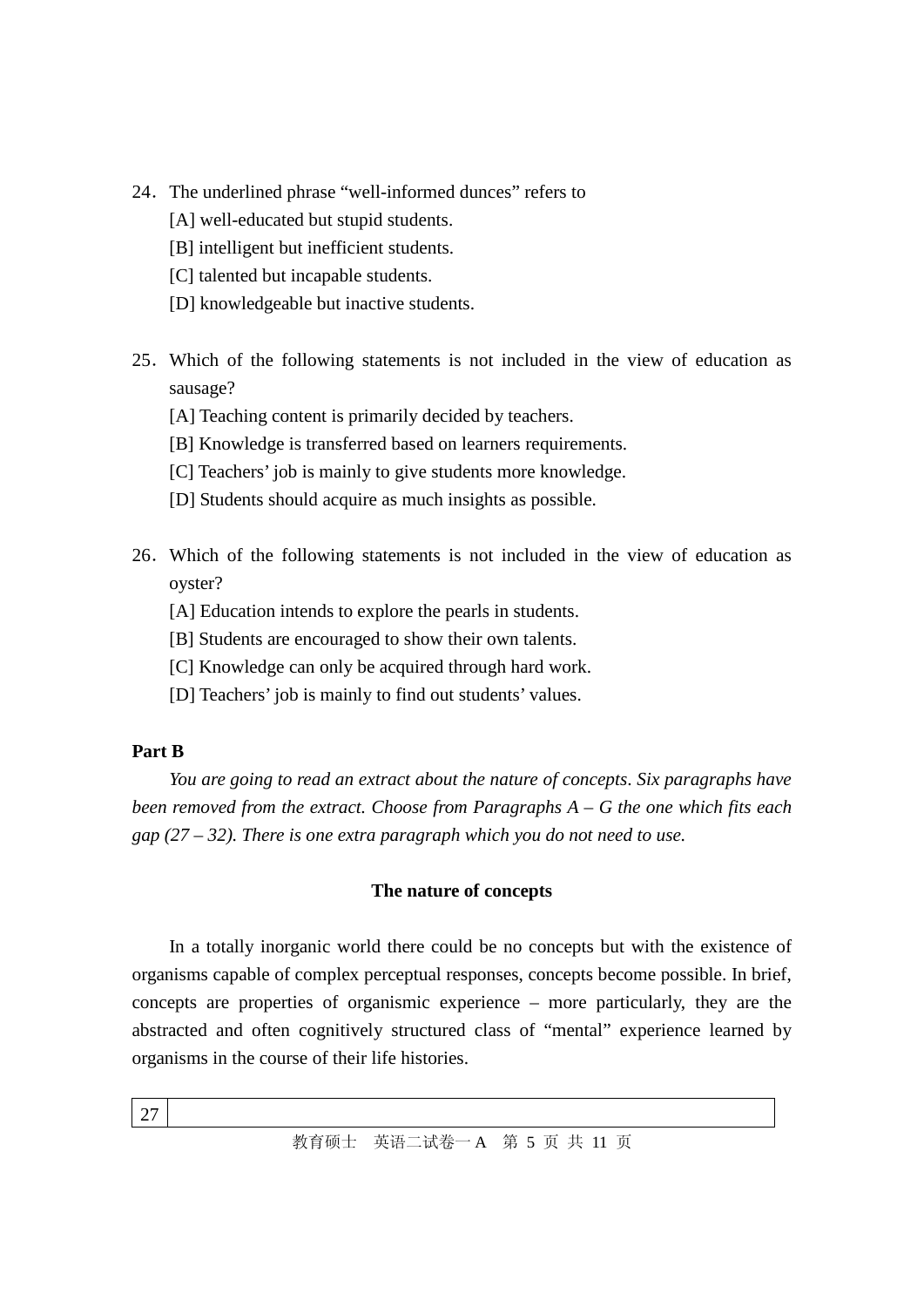24. The underlined phrase "well-informed dunces" refers to

[A] well-educated but stupid students.

[B] intelligent but inefficient students.

[C] talented but incapable students.

[D] knowledgeable but inactive students.

25. Which of the following statements is not included in the view of education as sausage?

[A] Teaching content is primarily decided by teachers.

[B] Knowledge is transferred based on learners requirements.

[C] Teachers' job is mainly to give students more knowledge.

[D] Students should acquire as much insights as possible.

26. Which of the following statements is not included in the view of education as oyster?

[A] Education intends to explore the pearls in students.

[B] Students are encouraged to show their own talents.

[C] Knowledge can only be acquired through hard work.

[D] Teachers' job is mainly to find out students' values.

**Part B**

*You are going to read an extract about the nature of concepts. Six paragraphs have been removed from the extract. Choose from Paragraphs A – G the one which fits each gap (27 – 32). There is one extra paragraph which you do not need to use.*

**The nature of concepts**

In a totally inorganic world there could be no concepts but with the existence of organisms capable of complex perceptual responses, concepts become possible. In brief, concepts are properties of organismic experience – more particularly, they are the abstracted and often cognitively structured class of "mental" experience learned by organisms in the course of their life histories.

| 27 | |
|---|---|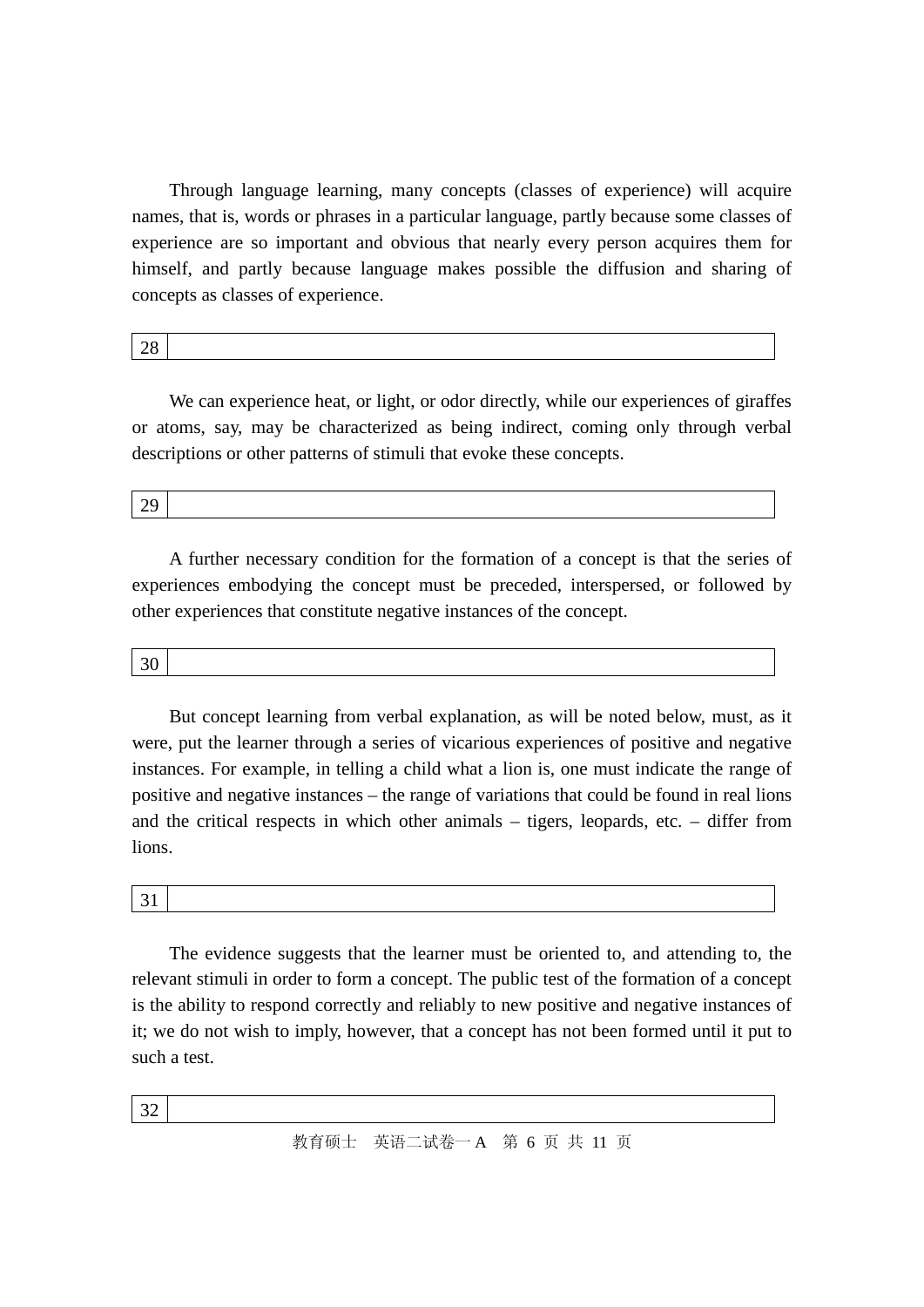Through language learning, many concepts (classes of experience) will acquire names, that is, words or phrases in a particular language, partly because some classes of experience are so important and obvious that nearly every person acquires them for himself, and partly because language makes possible the diffusion and sharing of concepts as classes of experience.

| 28 | |
|---|---|

We can experience heat, or light, or odor directly, while our experiences of giraffes or atoms, say, may be characterized as being indirect, coming only through verbal descriptions or other patterns of stimuli that evoke these concepts.

| 29 | |
|---|---|

A further necessary condition for the formation of a concept is that the series of experiences embodying the concept must be preceded, interspersed, or followed by other experiences that constitute negative instances of the concept.

| 30 | |
|---|---|

But concept learning from verbal explanation, as will be noted below, must, as it were, put the learner through a series of vicarious experiences of positive and negative instances. For example, in telling a child what a lion is, one must indicate the range of positive and negative instances – the range of variations that could be found in real lions and the critical respects in which other animals – tigers, leopards, etc. – differ from lions.

| 31 | |
|---|---|

The evidence suggests that the learner must be oriented to, and attending to, the relevant stimuli in order to form a concept. The public test of the formation of a concept is the ability to respond correctly and reliably to new positive and negative instances of it; we do not wish to imply, however, that a concept has not been formed until it put to such a test.

| 32 | |
|---|---|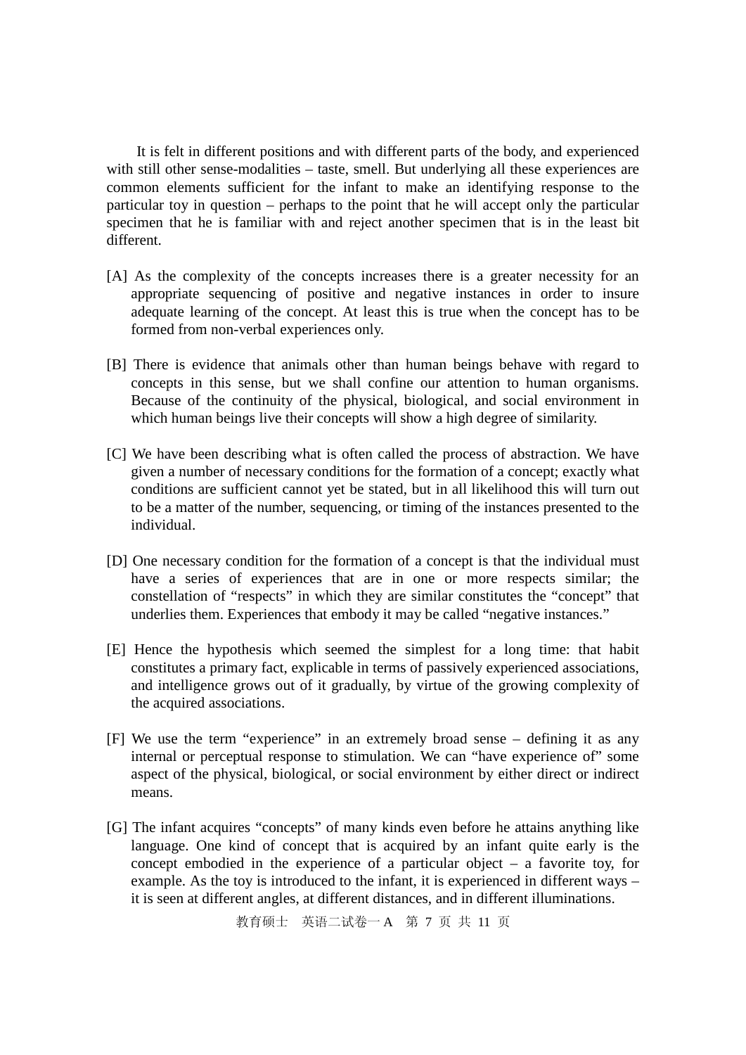It is felt in different positions and with different parts of the body, and experienced with still other sense-modalities – taste, smell. But underlying all these experiences are common elements sufficient for the infant to make an identifying response to the particular toy in question – perhaps to the point that he will accept only the particular specimen that he is familiar with and reject another specimen that is in the least bit different.

[A] As the complexity of the concepts increases there is a greater necessity for an appropriate sequencing of positive and negative instances in order to insure adequate learning of the concept. At least this is true when the concept has to be formed from non-verbal experiences only.

[B] There is evidence that animals other than human beings behave with regard to concepts in this sense, but we shall confine our attention to human organisms. Because of the continuity of the physical, biological, and social environment in which human beings live their concepts will show a high degree of similarity.

[C] We have been describing what is often called the process of abstraction. We have given a number of necessary conditions for the formation of a concept; exactly what conditions are sufficient cannot yet be stated, but in all likelihood this will turn out to be a matter of the number, sequencing, or timing of the instances presented to the individual.

[D] One necessary condition for the formation of a concept is that the individual must have a series of experiences that are in one or more respects similar; the constellation of "respects" in which they are similar constitutes the "concept" that underlies them. Experiences that embody it may be called "negative instances."

[E] Hence the hypothesis which seemed the simplest for a long time: that habit constitutes a primary fact, explicable in terms of passively experienced associations, and intelligence grows out of it gradually, by virtue of the growing complexity of the acquired associations.

[F] We use the term "experience" in an extremely broad sense – defining it as any internal or perceptual response to stimulation. We can "have experience of" some aspect of the physical, biological, or social environment by either direct or indirect means.

[G] The infant acquires "concepts" of many kinds even before he attains anything like language. One kind of concept that is acquired by an infant quite early is the concept embodied in the experience of a particular object – a favorite toy, for example. As the toy is introduced to the infant, it is experienced in different ways – it is seen at different angles, at different distances, and in different illuminations.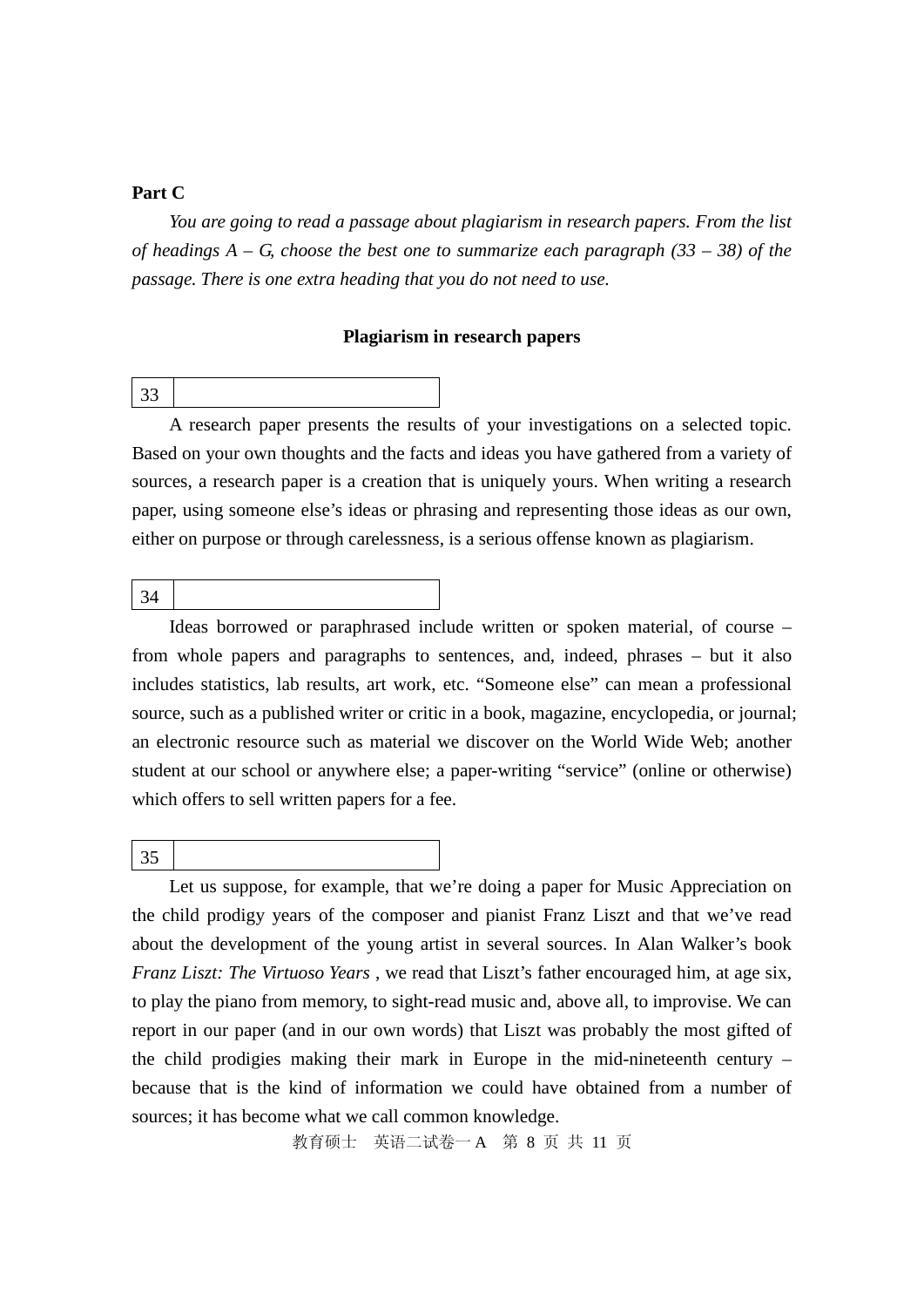**Part C**

*You are going to read a passage about plagiarism in research papers. From the list of headings A – G, choose the best one to summarize each paragraph (33 – 38) of the passage. There is one extra heading that you do not need to use.*

**Plagiarism in research papers**

| 33 | |
|---|---|

A research paper presents the results of your investigations on a selected topic. Based on your own thoughts and the facts and ideas you have gathered from a variety of sources, a research paper is a creation that is uniquely yours. When writing a research paper, using someone else's ideas or phrasing and representing those ideas as our own, either on purpose or through carelessness, is a serious offense known as plagiarism.

| 34 | |
|---|---|

Ideas borrowed or paraphrased include written or spoken material, of course – from whole papers and paragraphs to sentences, and, indeed, phrases – but it also includes statistics, lab results, art work, etc. "Someone else" can mean a professional source, such as a published writer or critic in a book, magazine, encyclopedia, or journal; an electronic resource such as material we discover on the World Wide Web; another student at our school or anywhere else; a paper-writing "service" (online or otherwise) which offers to sell written papers for a fee.

| 35 | |
|---|---|

Let us suppose, for example, that we're doing a paper for Music Appreciation on the child prodigy years of the composer and pianist Franz Liszt and that we've read about the development of the young artist in several sources. In Alan Walker's book *Franz Liszt: The Virtuoso Years* , we read that Liszt's father encouraged him, at age six, to play the piano from memory, to sight-read music and, above all, to improvise. We can report in our paper (and in our own words) that Liszt was probably the most gifted of the child prodigies making their mark in Europe in the mid-nineteenth century – because that is the kind of information we could have obtained from a number of sources; it has become what we call common knowledge.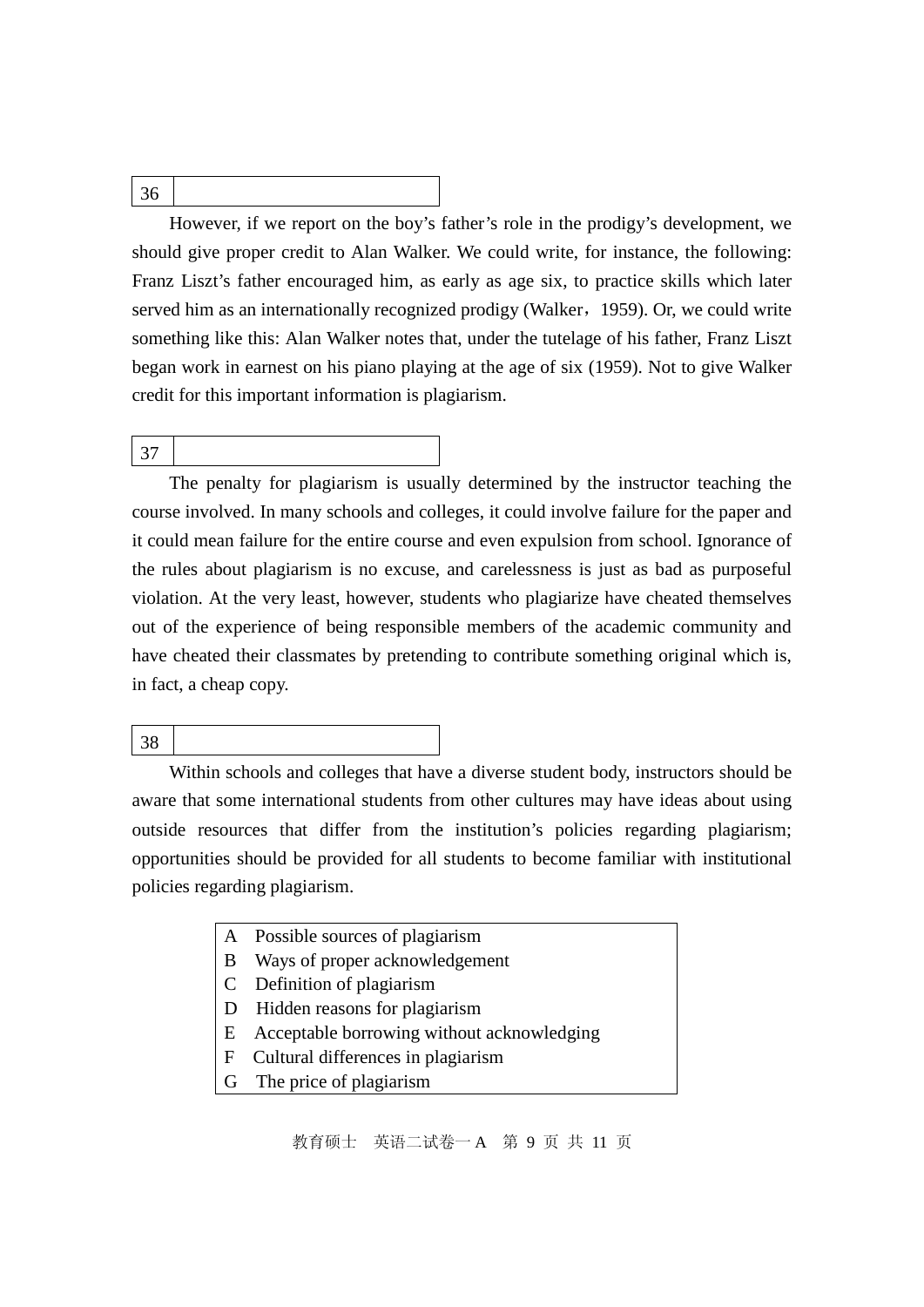| 36 | |
|---|---|

However, if we report on the boy's father's role in the prodigy's development, we should give proper credit to Alan Walker. We could write, for instance, the following: Franz Liszt's father encouraged him, as early as age six, to practice skills which later served him as an internationally recognized prodigy (Walker，1959). Or, we could write something like this: Alan Walker notes that, under the tutelage of his father, Franz Liszt began work in earnest on his piano playing at the age of six (1959). Not to give Walker credit for this important information is plagiarism.

| 37 | |
|---|---|

The penalty for plagiarism is usually determined by the instructor teaching the course involved. In many schools and colleges, it could involve failure for the paper and it could mean failure for the entire course and even expulsion from school. Ignorance of the rules about plagiarism is no excuse, and carelessness is just as bad as purposeful violation. At the very least, however, students who plagiarize have cheated themselves out of the experience of being responsible members of the academic community and have cheated their classmates by pretending to contribute something original which is, in fact, a cheap copy.

| 38 | |
|---|---|

Within schools and colleges that have a diverse student body, instructors should be aware that some international students from other cultures may have ideas about using outside resources that differ from the institution's policies regarding plagiarism; opportunities should be provided for all students to become familiar with institutional policies regarding plagiarism.

A Possible sources of plagiarism
B Ways of proper acknowledgement
C Definition of plagiarism
D Hidden reasons for plagiarism
E Acceptable borrowing without acknowledging
F Cultural differences in plagiarism
G The price of plagiarism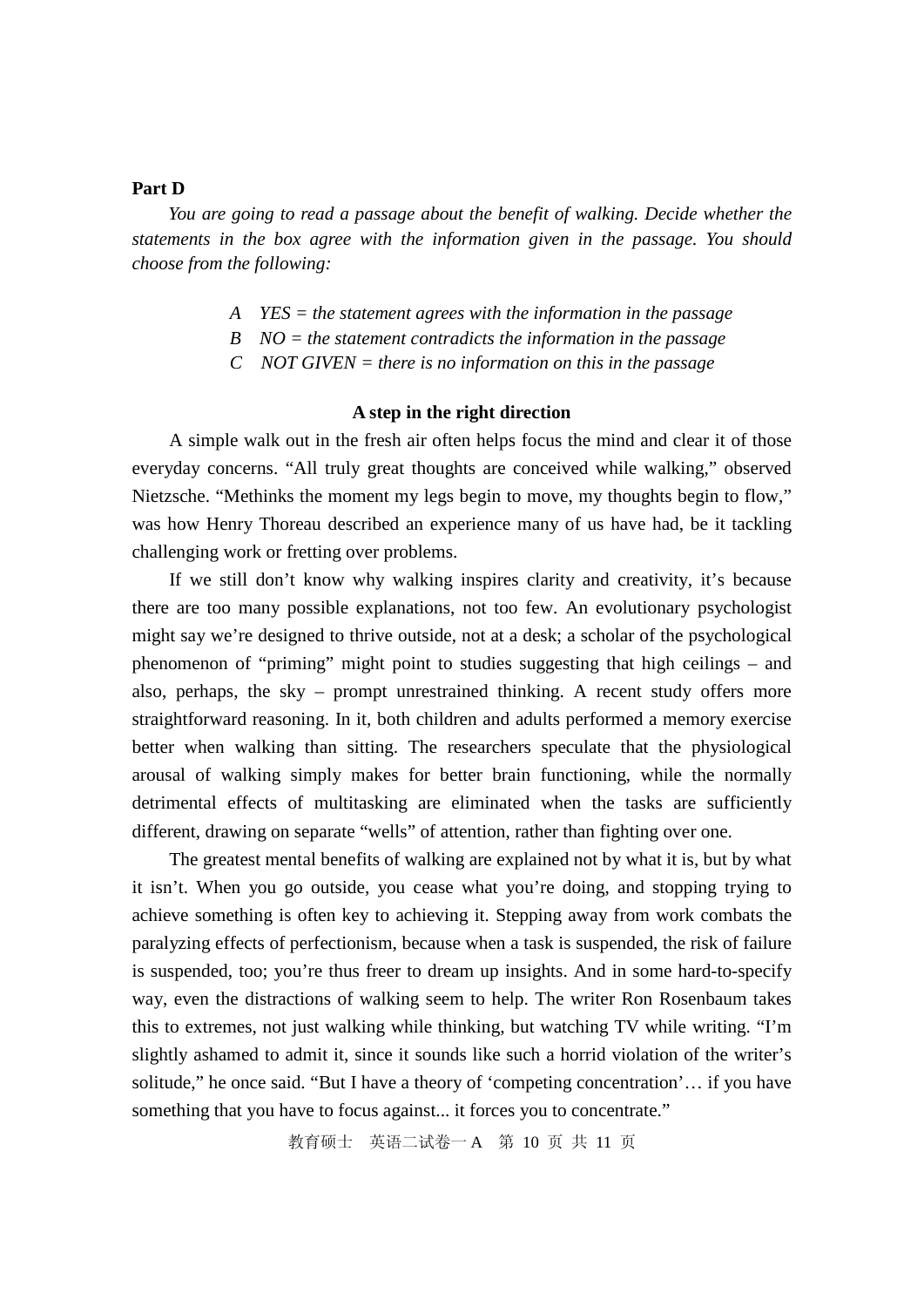**Part D**

*You are going to read a passage about the benefit of walking. Decide whether the statements in the box agree with the information given in the passage. You should choose from the following:*

A *YES = the statement agrees with the information in the passage*
B *NO = the statement contradicts the information in the passage*
C *NOT GIVEN = there is no information on this in the passage*

**A step in the right direction**

A simple walk out in the fresh air often helps focus the mind and clear it of those everyday concerns. “All truly great thoughts are conceived while walking,” observed Nietzsche. “Methinks the moment my legs begin to move, my thoughts begin to flow,” was how Henry Thoreau described an experience many of us have had, be it tackling challenging work or fretting over problems.

If we still don’t know why walking inspires clarity and creativity, it’s because there are too many possible explanations, not too few. An evolutionary psychologist might say we’re designed to thrive outside, not at a desk; a scholar of the psychological phenomenon of “priming” might point to studies suggesting that high ceilings – and also, perhaps, the sky – prompt unrestrained thinking. A recent study offers more straightforward reasoning. In it, both children and adults performed a memory exercise better when walking than sitting. The researchers speculate that the physiological arousal of walking simply makes for better brain functioning, while the normally detrimental effects of multitasking are eliminated when the tasks are sufficiently different, drawing on separate “wells” of attention, rather than fighting over one.

The greatest mental benefits of walking are explained not by what it is, but by what it isn’t. When you go outside, you cease what you’re doing, and stopping trying to achieve something is often key to achieving it. Stepping away from work combats the paralyzing effects of perfectionism, because when a task is suspended, the risk of failure is suspended, too; you’re thus freer to dream up insights. And in some hard-to-specify way, even the distractions of walking seem to help. The writer Ron Rosenbaum takes this to extremes, not just walking while thinking, but watching TV while writing. “I’m slightly ashamed to admit it, since it sounds like such a horrid violation of the writer’s solitude,” he once said. “But I have a theory of ‘competing concentration’… if you have something that you have to focus against... it forces you to concentrate.”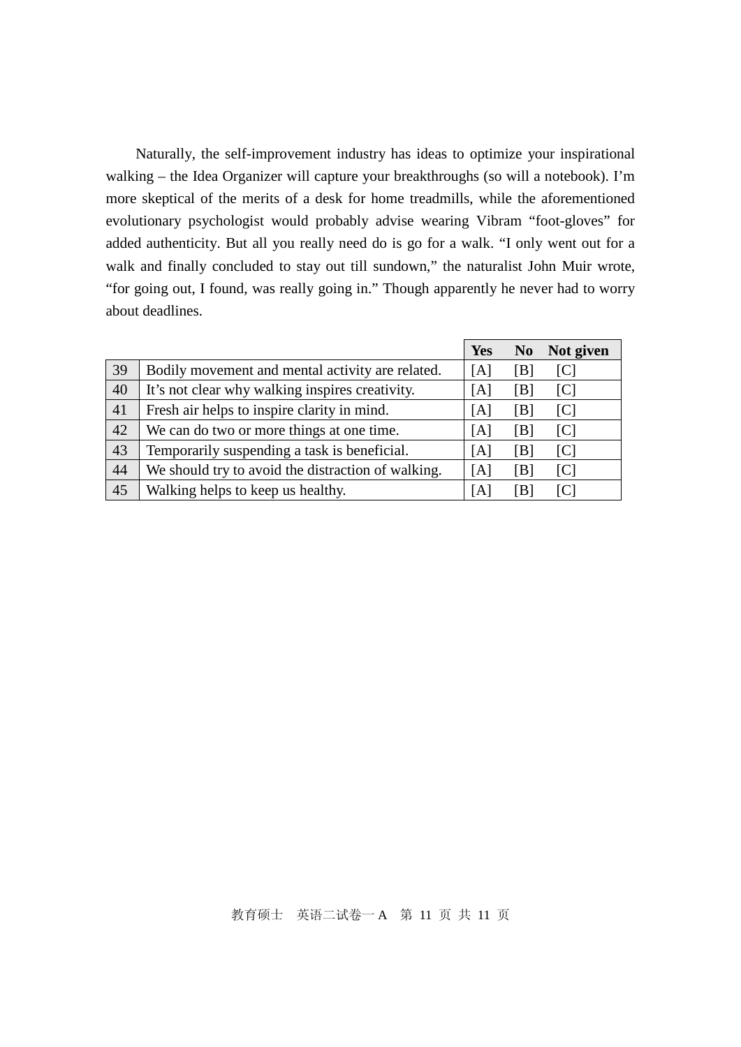Naturally, the self-improvement industry has ideas to optimize your inspirational walking – the Idea Organizer will capture your breakthroughs (so will a notebook). I'm more skeptical of the merits of a desk for home treadmills, while the aforementioned evolutionary psychologist would probably advise wearing Vibram "foot-gloves" for added authenticity. But all you really need do is go for a walk. "I only went out for a walk and finally concluded to stay out till sundown," the naturalist John Muir wrote, "for going out, I found, was really going in." Though apparently he never had to worry about deadlines.

| | | **Yes** | **No** | **Not given** |
|---|---|---|---|---|
| 39 | Bodily movement and mental activity are related. | [A] | [B] | [C] |
| 40 | It's not clear why walking inspires creativity. | [A] | [B] | [C] |
| 41 | Fresh air helps to inspire clarity in mind. | [A] | [B] | [C] |
| 42 | We can do two or more things at one time. | [A] | [B] | [C] |
| 43 | Temporarily suspending a task is beneficial. | [A] | [B] | [C] |
| 44 | We should try to avoid the distraction of walking. | [A] | [B] | [C] |
| 45 | Walking helps to keep us healthy. | [A] | [B] | [C] |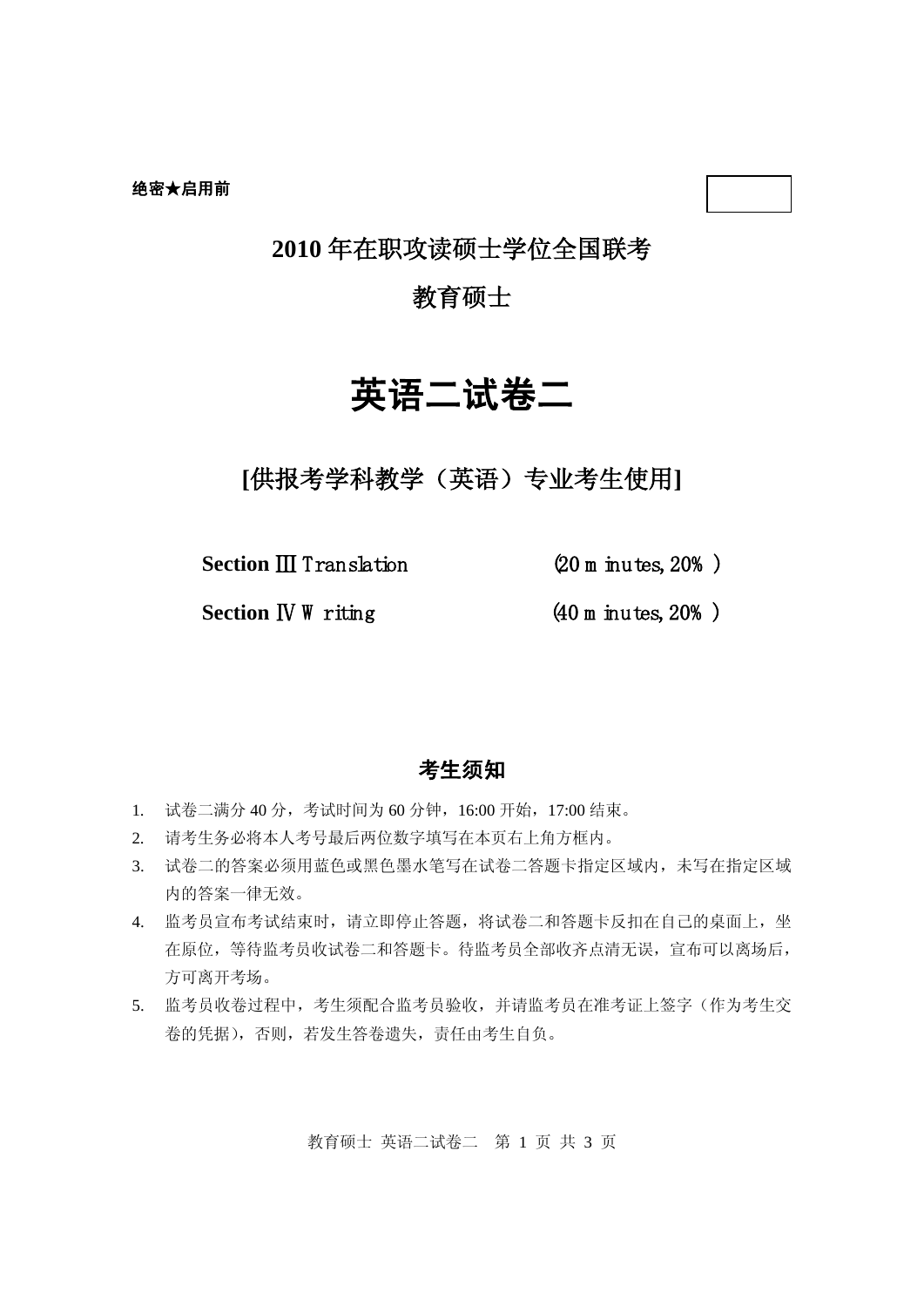绝密★启用前

# 2010 年在职攻读硕士学位全国联考

## 教育硕士

# 英语二试卷二

## [供报考学科教学（英语）专业考生使用]

**Section Ⅲ** Translation (20 minutes, 20%)

**Section Ⅳ** Writing (40 minutes, 20%)

### 考生须知

1. 试卷二满分 40 分，考试时间为 60 分钟，16:00 开始，17:00 结束。
2. 请考生务必将本人考号最后两位数字填写在本页右上角方框内。
3. 试卷二的答案必须用蓝色或黑色墨水笔写在试卷二答题卡指定区域内，未写在指定区域内的答案一律无效。
4. 监考员宣布考试结束时，请立即停止答题，将试卷二和答题卡反扣在自己的桌面上，坐在原位，等待监考员收试卷二和答题卡。待监考员全部收齐点清无误，宣布可以离场后，方可离开考场。
5. 监考员收卷过程中，考生须配合监考员验收，并请监考员在准考证上签字（作为考生交卷的凭据），否则，若发生答卷遗失，责任由考生自负。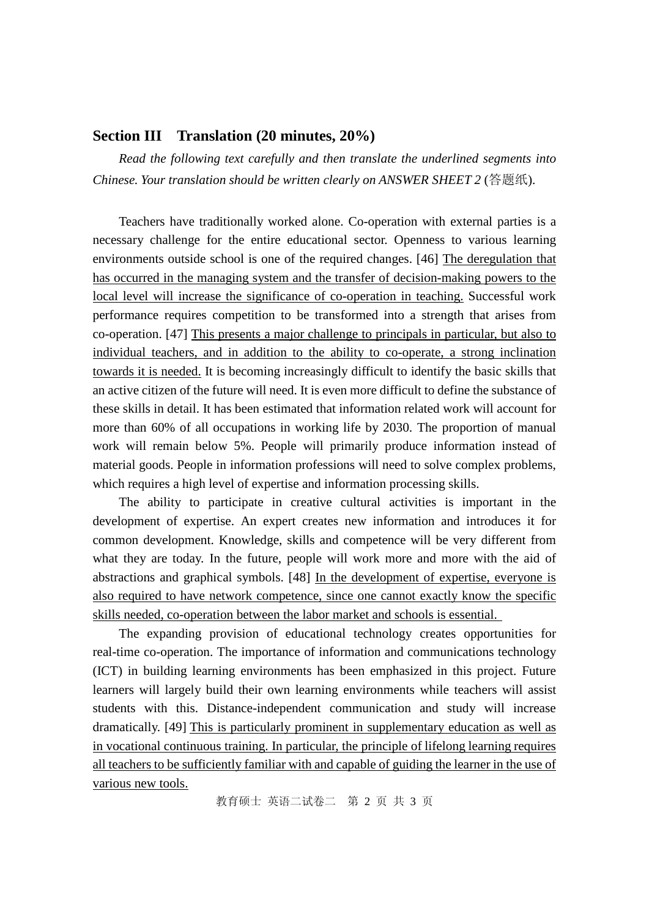## Section III　Translation (20 minutes, 20%)

*Read the following text carefully and then translate the underlined segments into Chinese. Your translation should be written clearly on ANSWER SHEET 2* (答题纸).

Teachers have traditionally worked alone. Co-operation with external parties is a necessary challenge for the entire educational sector. Openness to various learning environments outside school is one of the required changes. [46] <u>The deregulation that has occurred in the managing system and the transfer of decision-making powers to the local level will increase the significance of co-operation in teaching.</u> Successful work performance requires competition to be transformed into a strength that arises from co-operation. [47] <u>This presents a major challenge to principals in particular, but also to individual teachers, and in addition to the ability to co-operate, a strong inclination towards it is needed.</u> It is becoming increasingly difficult to identify the basic skills that an active citizen of the future will need. It is even more difficult to define the substance of these skills in detail. It has been estimated that information related work will account for more than 60% of all occupations in working life by 2030. The proportion of manual work will remain below 5%. People will primarily produce information instead of material goods. People in information professions will need to solve complex problems, which requires a high level of expertise and information processing skills.

The ability to participate in creative cultural activities is important in the development of expertise. An expert creates new information and introduces it for common development. Knowledge, skills and competence will be very different from what they are today. In the future, people will work more and more with the aid of abstractions and graphical symbols. [48] <u>In the development of expertise, everyone is also required to have network competence, since one cannot exactly know the specific skills needed, co-operation between the labor market and schools is essential.</u>

The expanding provision of educational technology creates opportunities for real-time co-operation. The importance of information and communications technology (ICT) in building learning environments has been emphasized in this project. Future learners will largely build their own learning environments while teachers will assist students with this. Distance-independent communication and study will increase dramatically. [49] <u>This is particularly prominent in supplementary education as well as in vocational continuous training. In particular, the principle of lifelong learning requires all teachers to be sufficiently familiar with and capable of guiding the learner in the use of various new tools.</u>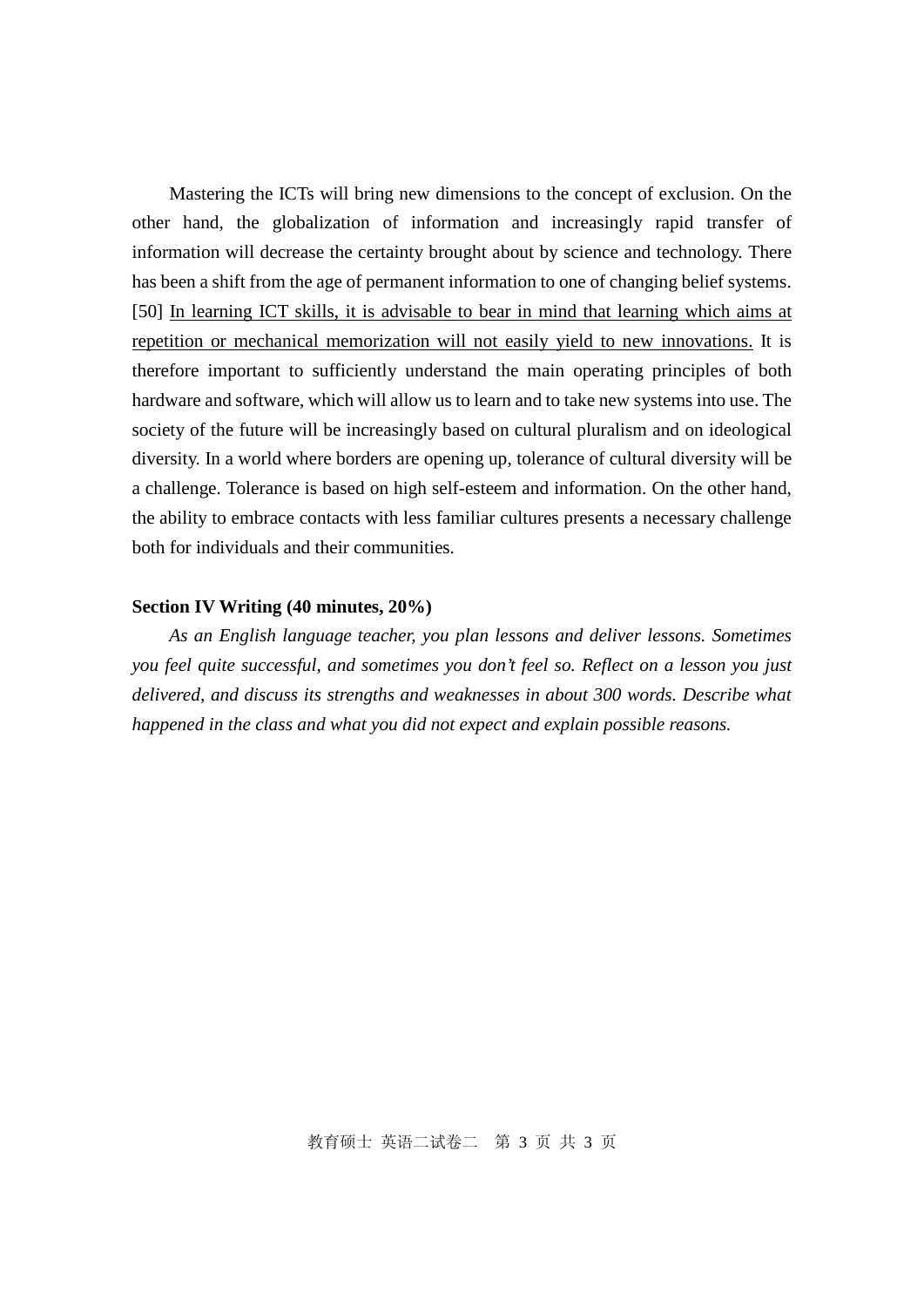Mastering the ICTs will bring new dimensions to the concept of exclusion. On the other hand, the globalization of information and increasingly rapid transfer of information will decrease the certainty brought about by science and technology. There has been a shift from the age of permanent information to one of changing belief systems. [50] <u>In learning ICT skills, it is advisable to bear in mind that learning which aims at repetition or mechanical memorization will not easily yield to new innovations.</u> It is therefore important to sufficiently understand the main operating principles of both hardware and software, which will allow us to learn and to take new systems into use. The society of the future will be increasingly based on cultural pluralism and on ideological diversity. In a world where borders are opening up, tolerance of cultural diversity will be a challenge. Tolerance is based on high self-esteem and information. On the other hand, the ability to embrace contacts with less familiar cultures presents a necessary challenge both for individuals and their communities.

**Section IV Writing (40 minutes, 20%)**

*As an English language teacher, you plan lessons and deliver lessons. Sometimes you feel quite successful, and sometimes you don't feel so. Reflect on a lesson you just delivered, and discuss its strengths and weaknesses in about 300 words. Describe what happened in the class and what you did not expect and explain possible reasons.*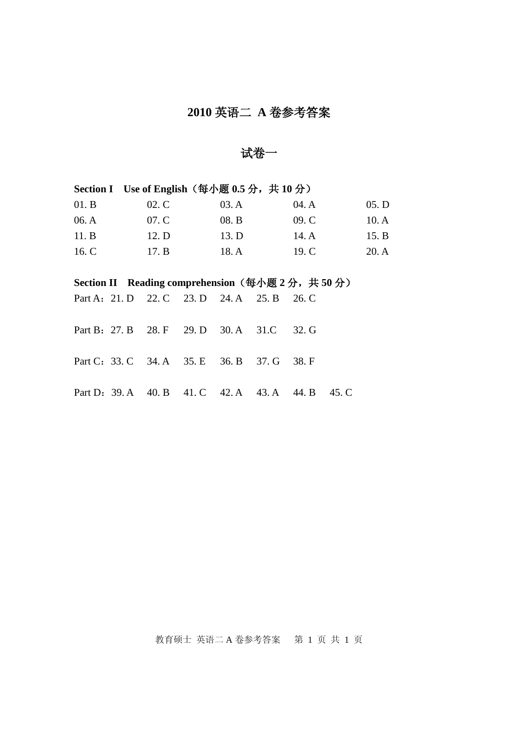# 2010 英语二 A 卷参考答案

## 试卷一

**Section I　Use of English（每小题 0.5 分，共 10 分）**

| | | | | |
|---|---|---|---|---|
| 01. B | 02. C | 03. A | 04. A | 05. D |
| 06. A | 07. C | 08. B | 09. C | 10. A |
| 11. B | 12. D | 13. D | 14. A | 15. B |
| 16. C | 17. B | 18. A | 19. C | 20. A |

**Section II　Reading comprehension（每小题 2 分，共 50 分）**

Part A：21. D　22. C　23. D　24. A　25. B　26. C

Part B：27. B　28. F　29. D　30. A　31.C　32. G

Part C：33. C　34. A　35. E　36. B　37. G　38. F

Part D：39. A　40. B　41. C　42. A　43. A　44. B　45. C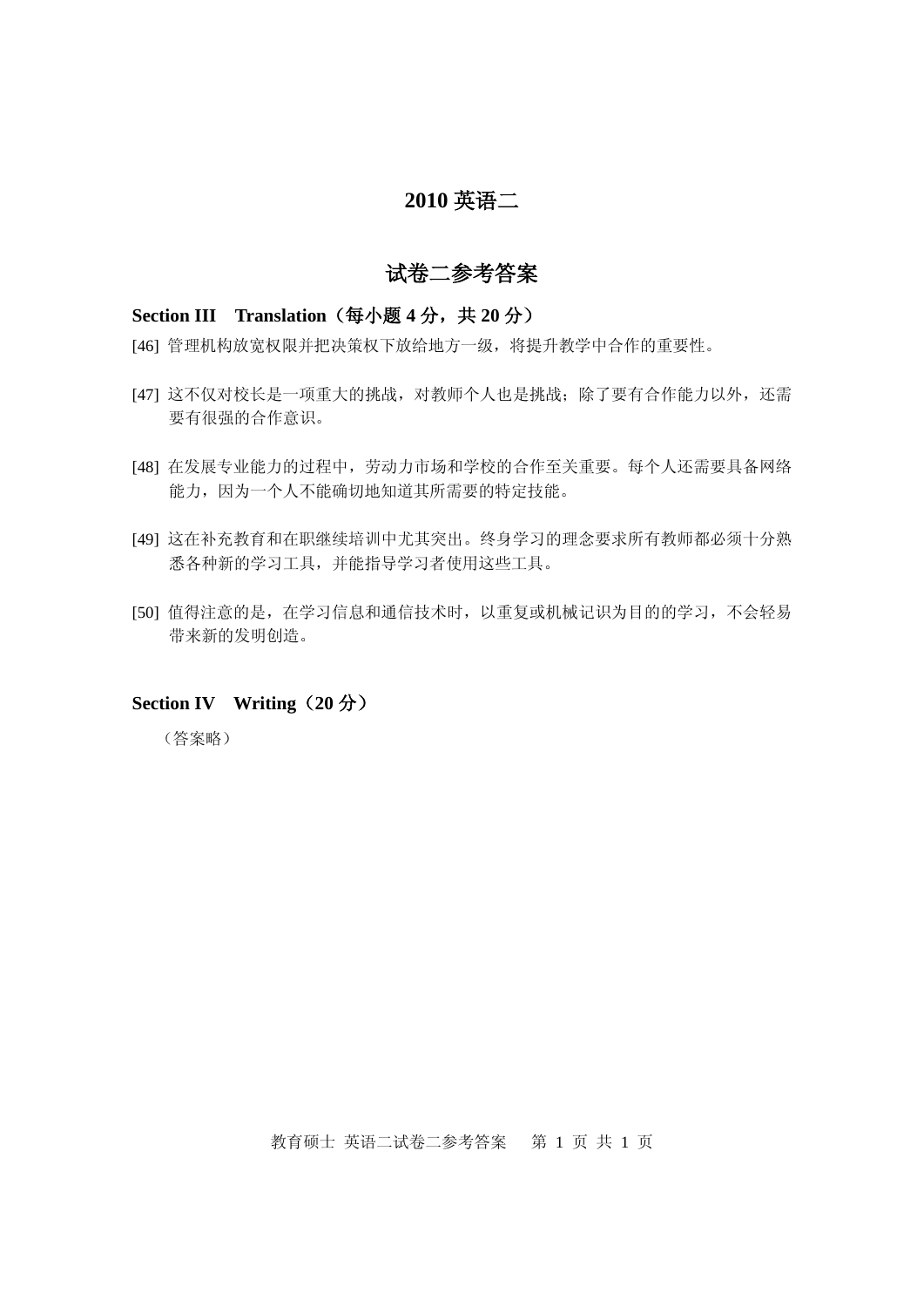# 2010 英语二

## 试卷二参考答案

### Section III　Translation（每小题 4 分，共 20 分）

[46] 管理机构放宽权限并把决策权下放给地方一级，将提升教学中合作的重要性。

[47] 这不仅对校长是一项重大的挑战，对教师个人也是挑战；除了要有合作能力以外，还需要有很强的合作意识。

[48] 在发展专业能力的过程中，劳动力市场和学校的合作至关重要。每个人还需要具备网络能力，因为一个人不能确切地知道其所需要的特定技能。

[49] 这在补充教育和在职继续培训中尤其突出。终身学习的理念要求所有教师都必须十分熟悉各种新的学习工具，并能指导学习者使用这些工具。

[50] 值得注意的是，在学习信息和通信技术时，以重复或机械记识为目的的学习，不会轻易带来新的发明创造。

### Section IV　Writing（20 分）

（答案略）